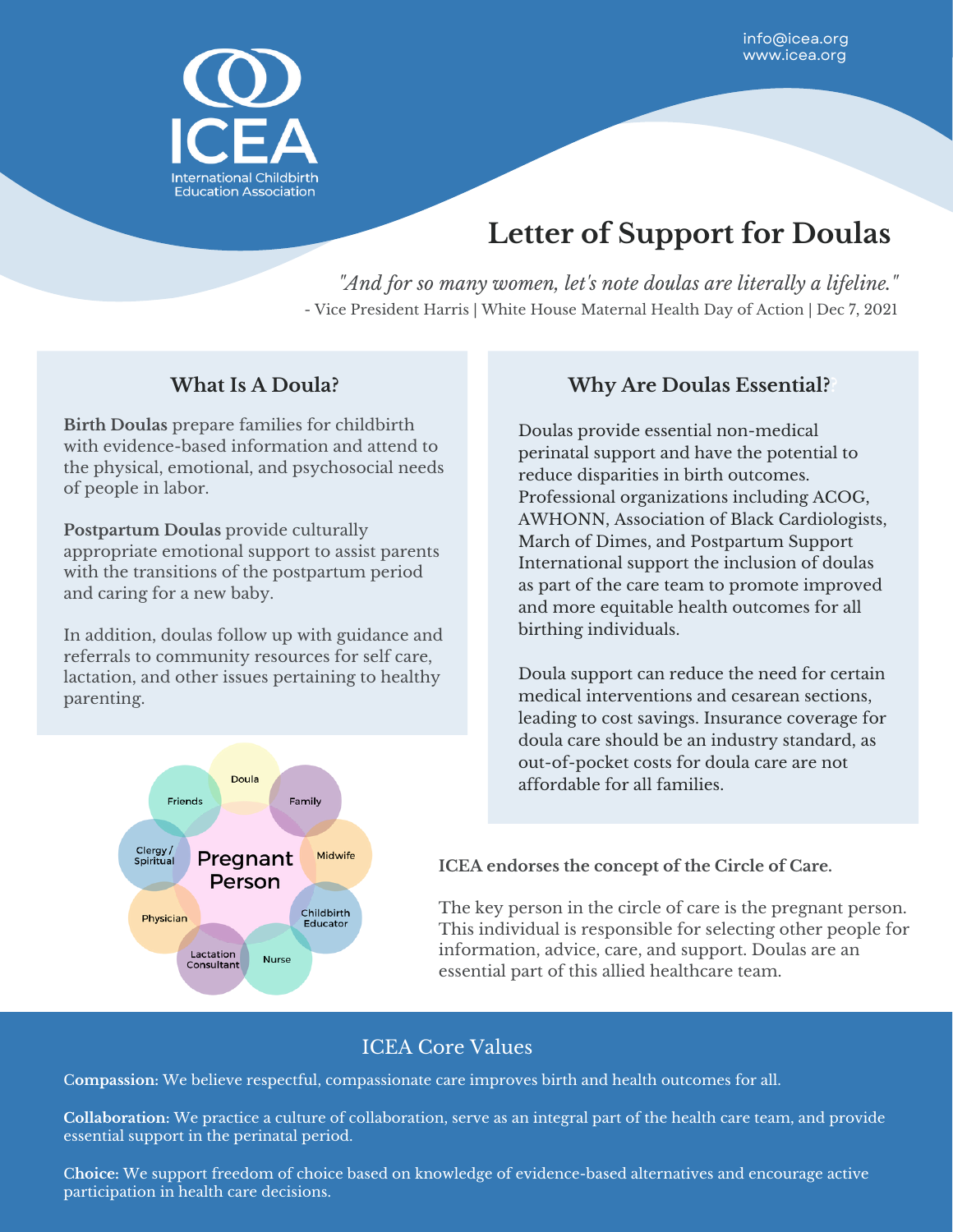info@icea.org
www.icea.org

ICEA
International Childbirth Education Association

# Letter of Support for Doulas

*"And for so many women, let's note doulas are literally a lifeline."*
- Vice President Harris | White House Maternal Health Day of Action | Dec 7, 2021

## What Is A Doula?

**Birth Doulas** prepare families for childbirth with evidence-based information and attend to the physical, emotional, and psychosocial needs of people in labor.

**Postpartum Doulas** provide culturally appropriate emotional support to assist parents with the transitions of the postpartum period and caring for a new baby.

In addition, doulas follow up with guidance and referrals to community resources for self care, lactation, and other issues pertaining to healthy parenting.

Doula, Family, Midwife, Childbirth Educator, Nurse, Lactation Consultant, Physician, Clergy / Spiritual, Friends

Pregnant Person

## Why Are Doulas Essential?

Doulas provide essential non-medical perinatal support and have the potential to reduce disparities in birth outcomes. Professional organizations including ACOG, AWHONN, Association of Black Cardiologists, March of Dimes, and Postpartum Support International support the inclusion of doulas as part of the care team to promote improved and more equitable health outcomes for all birthing individuals.

Doula support can reduce the need for certain medical interventions and cesarean sections, leading to cost savings. Insurance coverage for doula care should be an industry standard, as out-of-pocket costs for doula care are not affordable for all families.

**ICEA endorses the concept of the Circle of Care.**

The key person in the circle of care is the pregnant person. This individual is responsible for selecting other people for information, advice, care, and support. Doulas are an essential part of this allied healthcare team.

## ICEA Core Values

**Compassion:** We believe respectful, compassionate care improves birth and health outcomes for all.

**Collaboration:** We practice a culture of collaboration, serve as an integral part of the health care team, and provide essential support in the perinatal period.

**Choice:** We support freedom of choice based on knowledge of evidence-based alternatives and encourage active participation in health care decisions.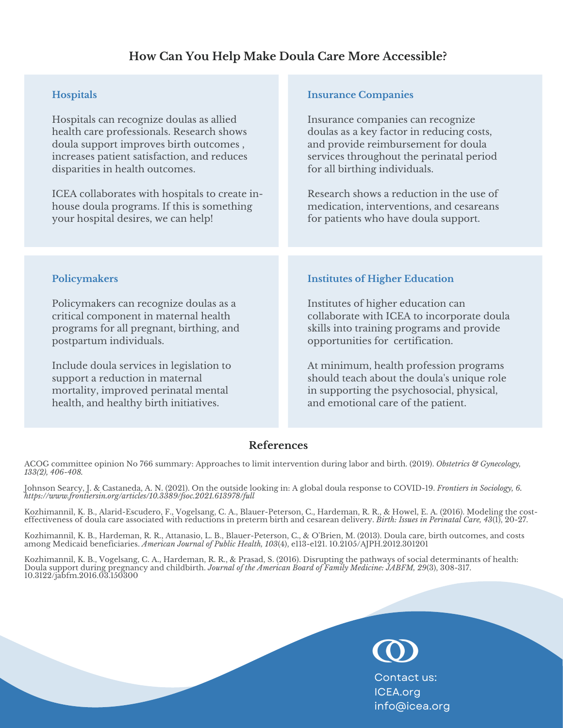## How Can You Help Make Doula Care More Accessible?

### Hospitals

Hospitals can recognize doulas as allied health care professionals. Research shows doula support improves birth outcomes , increases patient satisfaction, and reduces disparities in health outcomes.

ICEA collaborates with hospitals to create in-house doula programs. If this is something your hospital desires, we can help!

### Insurance Companies

Insurance companies can recognize doulas as a key factor in reducing costs, and provide reimbursement for doula services throughout the perinatal period for all birthing individuals.

Research shows a reduction in the use of medication, interventions, and cesareans for patients who have doula support.

### Policymakers

Policymakers can recognize doulas as a critical component in maternal health programs for all pregnant, birthing, and postpartum individuals.

Include doula services in legislation to support a reduction in maternal mortality, improved perinatal mental health, and healthy birth initiatives.

### Institutes of Higher Education

Institutes of higher education can collaborate with ICEA to incorporate doula skills into training programs and provide opportunities for certification.

At minimum, health profession programs should teach about the doula's unique role in supporting the psychosocial, physical, and emotional care of the patient.

## References

ACOG committee opinion No 766 summary: Approaches to limit intervention during labor and birth. (2019). *Obstetrics & Gynecology, 133(2), 406-408.*

Johnson Searcy, J. & Castaneda, A. N. (2021). On the outside looking in: A global doula response to COVID-19. *Frontiers in Sociology, 6. https://www.frontiersin.org/articles/10.3389/fsoc.2021.613978/full*

Kozhimannil, K. B., Alarid-Escudero, F., Vogelsang, C. A., Blauer-Peterson, C., Hardeman, R. R., & Howel, E. A. (2016). Modeling the cost-effectiveness of doula care associated with reductions in preterm birth and cesarean delivery. *Birth: Issues in Perinatal Care, 43*(1), 20-27.

Kozhimannil, K. B., Hardeman, R. R., Attanasio, L. B., Blauer-Peterson, C., & O'Brien, M. (2013). Doula care, birth outcomes, and costs among Medicaid beneficiaries. *American Journal of Public Health, 103*(4), e113-e121. 10.2105/AJPH.2012.301201

Kozhimannil, K. B., Vogelsang, C. A., Hardeman, R. R., & Prasad, S. (2016). Disrupting the pathways of social determinants of health: Doula support during pregnancy and childbirth. *Journal of the American Board of Family Medicine: JABFM, 29*(3), 308-317. 10.3122/jabfm.2016.03.150300

Contact us:
ICEA.org
info@icea.org